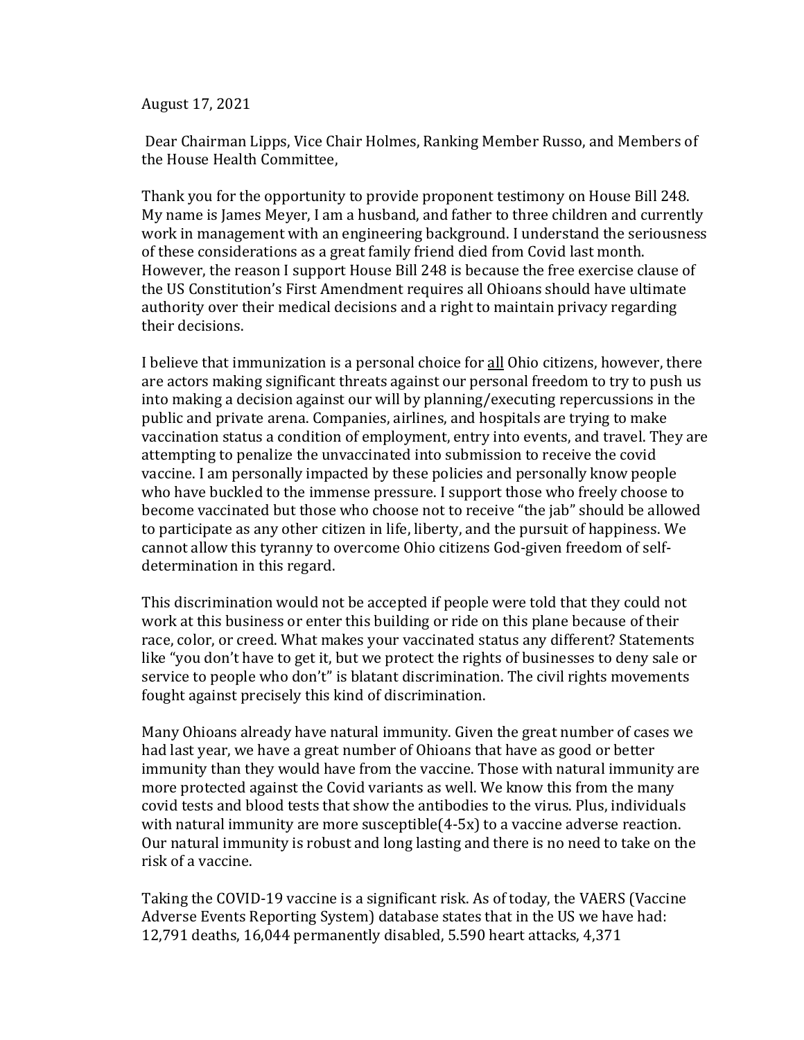August 17, 2021

Dear Chairman Lipps, Vice Chair Holmes, Ranking Member Russo, and Members of the House Health Committee,

Thank you for the opportunity to provide proponent testimony on House Bill 248. My name is James Meyer, I am a husband, and father to three children and currently work in management with an engineering background. I understand the seriousness of these considerations as a great family friend died from Covid last month. However, the reason I support House Bill 248 is because the free exercise clause of the US Constitution's First Amendment requires all Ohioans should have ultimate authority over their medical decisions and a right to maintain privacy regarding their decisions.

I believe that immunization is a personal choice for <u>all</u> Ohio citizens, however, there are actors making significant threats against our personal freedom to try to push us into making a decision against our will by planning/executing repercussions in the public and private arena. Companies, airlines, and hospitals are trying to make vaccination status a condition of employment, entry into events, and travel. They are attempting to penalize the unvaccinated into submission to receive the covid vaccine. I am personally impacted by these policies and personally know people who have buckled to the immense pressure. I support those who freely choose to become vaccinated but those who choose not to receive "the jab" should be allowed to participate as any other citizen in life, liberty, and the pursuit of happiness. We cannot allow this tyranny to overcome Ohio citizens God-given freedom of self-determination in this regard.

This discrimination would not be accepted if people were told that they could not work at this business or enter this building or ride on this plane because of their race, color, or creed. What makes your vaccinated status any different? Statements like "you don't have to get it, but we protect the rights of businesses to deny sale or service to people who don't" is blatant discrimination. The civil rights movements fought against precisely this kind of discrimination.

Many Ohioans already have natural immunity. Given the great number of cases we had last year, we have a great number of Ohioans that have as good or better immunity than they would have from the vaccine. Those with natural immunity are more protected against the Covid variants as well. We know this from the many covid tests and blood tests that show the antibodies to the virus. Plus, individuals with natural immunity are more susceptible(4-5x) to a vaccine adverse reaction. Our natural immunity is robust and long lasting and there is no need to take on the risk of a vaccine.

Taking the COVID-19 vaccine is a significant risk. As of today, the VAERS (Vaccine Adverse Events Reporting System) database states that in the US we have had: 12,791 deaths, 16,044 permanently disabled, 5.590 heart attacks, 4,371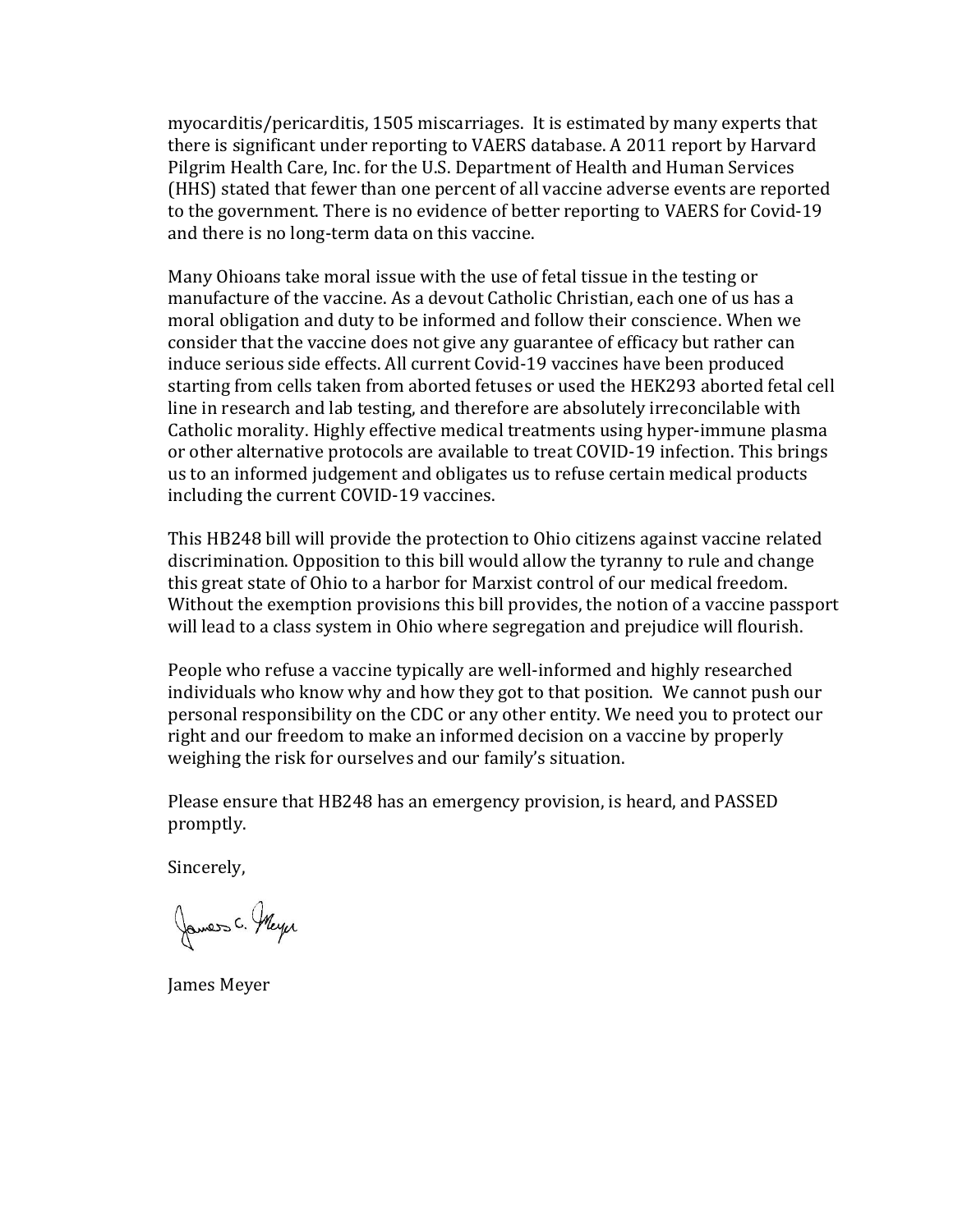myocarditis/pericarditis, 1505 miscarriages. It is estimated by many experts that there is significant under reporting to VAERS database. A 2011 report by Harvard Pilgrim Health Care, Inc. for the U.S. Department of Health and Human Services (HHS) stated that fewer than one percent of all vaccine adverse events are reported to the government. There is no evidence of better reporting to VAERS for Covid-19 and there is no long-term data on this vaccine.

Many Ohioans take moral issue with the use of fetal tissue in the testing or manufacture of the vaccine. As a devout Catholic Christian, each one of us has a moral obligation and duty to be informed and follow their conscience. When we consider that the vaccine does not give any guarantee of efficacy but rather can induce serious side effects. All current Covid-19 vaccines have been produced starting from cells taken from aborted fetuses or used the HEK293 aborted fetal cell line in research and lab testing, and therefore are absolutely irreconcilable with Catholic morality. Highly effective medical treatments using hyper-immune plasma or other alternative protocols are available to treat COVID-19 infection. This brings us to an informed judgement and obligates us to refuse certain medical products including the current COVID-19 vaccines.

This HB248 bill will provide the protection to Ohio citizens against vaccine related discrimination. Opposition to this bill would allow the tyranny to rule and change this great state of Ohio to a harbor for Marxist control of our medical freedom. Without the exemption provisions this bill provides, the notion of a vaccine passport will lead to a class system in Ohio where segregation and prejudice will flourish.

People who refuse a vaccine typically are well-informed and highly researched individuals who know why and how they got to that position. We cannot push our personal responsibility on the CDC or any other entity. We need you to protect our right and our freedom to make an informed decision on a vaccine by properly weighing the risk for ourselves and our family's situation.

Please ensure that HB248 has an emergency provision, is heard, and PASSED promptly.

Sincerely,

James C. Meyer

James Meyer